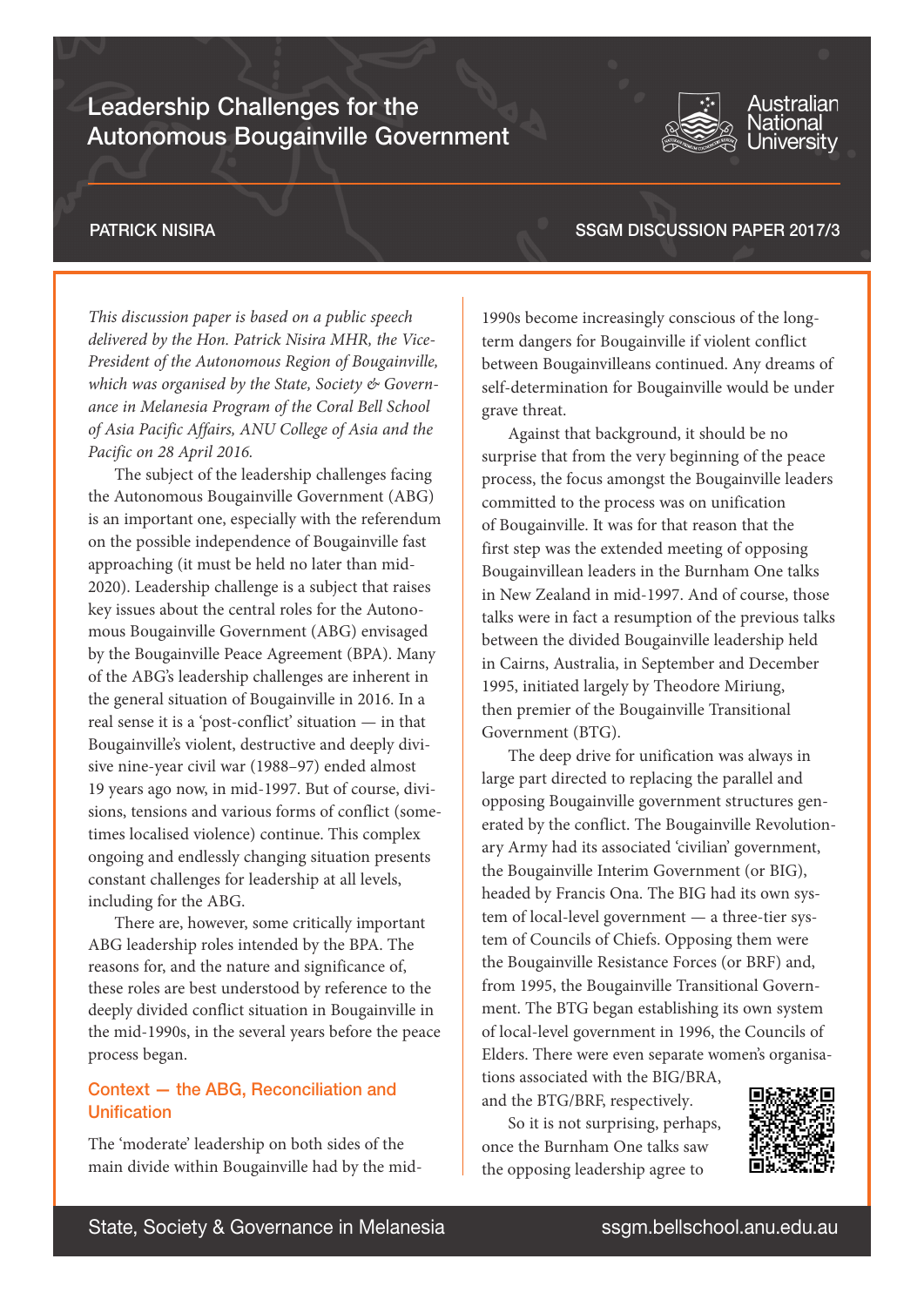# Leadership Challenges for the Autonomous Bougainville Government

PATRICK NISIRA

SSGM DISCUSSION PAPER 2017/3

*This discussion paper is based on a public speech delivered by the Hon. Patrick Nisira MHR, the Vice-President of the Autonomous Region of Bougainville, which was organised by the State, Society & Governance in Melanesia Program of the Coral Bell School of Asia Pacific Affairs, ANU College of Asia and the Pacific on 28 April 2016.*

The subject of the leadership challenges facing the Autonomous Bougainville Government (ABG) is an important one, especially with the referendum on the possible independence of Bougainville fast approaching (it must be held no later than mid-2020). Leadership challenge is a subject that raises key issues about the central roles for the Autonomous Bougainville Government (ABG) envisaged by the Bougainville Peace Agreement (BPA). Many of the ABG's leadership challenges are inherent in the general situation of Bougainville in 2016. In a real sense it is a 'post-conflict' situation — in that Bougainville's violent, destructive and deeply divisive nine-year civil war (1988–97) ended almost 19 years ago now, in mid-1997. But of course, divisions, tensions and various forms of conflict (sometimes localised violence) continue. This complex ongoing and endlessly changing situation presents constant challenges for leadership at all levels, including for the ABG.

There are, however, some critically important ABG leadership roles intended by the BPA. The reasons for, and the nature and significance of, these roles are best understood by reference to the deeply divided conflict situation in Bougainville in the mid-1990s, in the several years before the peace process began.

## Context — the ABG, Reconciliation and Unification

The 'moderate' leadership on both sides of the main divide within Bougainville had by the mid-1990s become increasingly conscious of the long-term dangers for Bougainville if violent conflict between Bougainvilleans continued. Any dreams of self-determination for Bougainville would be under grave threat.

Against that background, it should be no surprise that from the very beginning of the peace process, the focus amongst the Bougainville leaders committed to the process was on unification of Bougainville. It was for that reason that the first step was the extended meeting of opposing Bougainvillean leaders in the Burnham One talks in New Zealand in mid-1997. And of course, those talks were in fact a resumption of the previous talks between the divided Bougainville leadership held in Cairns, Australia, in September and December 1995, initiated largely by Theodore Miriung, then premier of the Bougainville Transitional Government (BTG).

The deep drive for unification was always in large part directed to replacing the parallel and opposing Bougainville government structures generated by the conflict. The Bougainville Revolutionary Army had its associated 'civilian' government, the Bougainville Interim Government (or BIG), headed by Francis Ona. The BIG had its own system of local-level government — a three-tier system of Councils of Chiefs. Opposing them were the Bougainville Resistance Forces (or BRF) and, from 1995, the Bougainville Transitional Government. The BTG began establishing its own system of local-level government in 1996, the Councils of Elders. There were even separate women's organisations associated with the BIG/BRA, and the BTG/BRF, respectively.

So it is not surprising, perhaps, once the Burnham One talks saw the opposing leadership agree to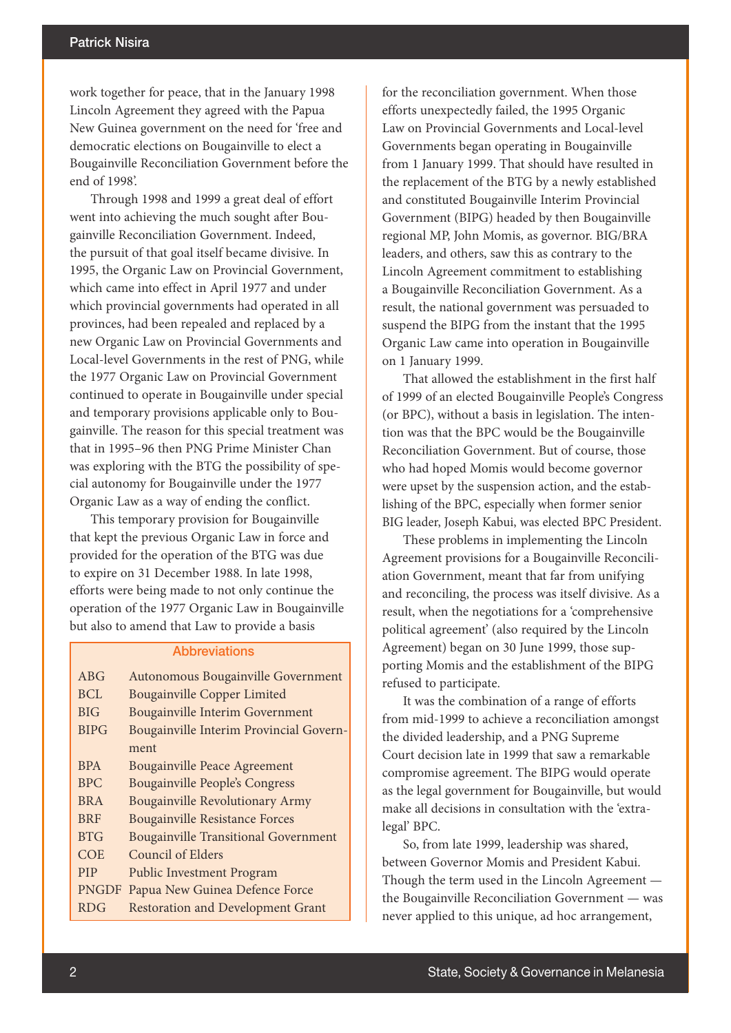work together for peace, that in the January 1998 Lincoln Agreement they agreed with the Papua New Guinea government on the need for 'free and democratic elections on Bougainville to elect a Bougainville Reconciliation Government before the end of 1998'.

Through 1998 and 1999 a great deal of effort went into achieving the much sought after Bougainville Reconciliation Government. Indeed, the pursuit of that goal itself became divisive. In 1995, the Organic Law on Provincial Government, which came into effect in April 1977 and under which provincial governments had operated in all provinces, had been repealed and replaced by a new Organic Law on Provincial Governments and Local-level Governments in the rest of PNG, while the 1977 Organic Law on Provincial Government continued to operate in Bougainville under special and temporary provisions applicable only to Bougainville. The reason for this special treatment was that in 1995–96 then PNG Prime Minister Chan was exploring with the BTG the possibility of special autonomy for Bougainville under the 1977 Organic Law as a way of ending the conflict.

This temporary provision for Bougainville that kept the previous Organic Law in force and provided for the operation of the BTG was due to expire on 31 December 1988. In late 1998, efforts were being made to not only continue the operation of the 1977 Organic Law in Bougainville but also to amend that Law to provide a basis for the reconciliation government. When those efforts unexpectedly failed, the 1995 Organic Law on Provincial Governments and Local-level Governments began operating in Bougainville from 1 January 1999. That should have resulted in the replacement of the BTG by a newly established and constituted Bougainville Interim Provincial Government (BIPG) headed by then Bougainville regional MP, John Momis, as governor. BIG/BRA leaders, and others, saw this as contrary to the Lincoln Agreement commitment to establishing a Bougainville Reconciliation Government. As a result, the national government was persuaded to suspend the BIPG from the instant that the 1995 Organic Law came into operation in Bougainville on 1 January 1999.

That allowed the establishment in the first half of 1999 of an elected Bougainville People's Congress (or BPC), without a basis in legislation. The intention was that the BPC would be the Bougainville Reconciliation Government. But of course, those who had hoped Momis would become governor were upset by the suspension action, and the establishing of the BPC, especially when former senior BIG leader, Joseph Kabui, was elected BPC President.

These problems in implementing the Lincoln Agreement provisions for a Bougainville Reconciliation Government, meant that far from unifying and reconciling, the process was itself divisive. As a result, when the negotiations for a 'comprehensive political agreement' (also required by the Lincoln Agreement) began on 30 June 1999, those supporting Momis and the establishment of the BIPG refused to participate.

It was the combination of a range of efforts from mid-1999 to achieve a reconciliation amongst the divided leadership, and a PNG Supreme Court decision late in 1999 that saw a remarkable compromise agreement. The BIPG would operate as the legal government for Bougainville, but would make all decisions in consultation with the 'extra-legal' BPC.

So, from late 1999, leadership was shared, between Governor Momis and President Kabui. Though the term used in the Lincoln Agreement — the Bougainville Reconciliation Government — was never applied to this unique, ad hoc arrangement,

**Abbreviations**

| | |
|---|---|
| ABG | Autonomous Bougainville Government |
| BCL | Bougainville Copper Limited |
| BIG | Bougainville Interim Government |
| BIPG | Bougainville Interim Provincial Government |
| BPA | Bougainville Peace Agreement |
| BPC | Bougainville People's Congress |
| BRA | Bougainville Revolutionary Army |
| BRF | Bougainville Resistance Forces |
| BTG | Bougainville Transitional Government |
| COE | Council of Elders |
| PIP | Public Investment Program |
| PNGDF | Papua New Guinea Defence Force |
| RDG | Restoration and Development Grant |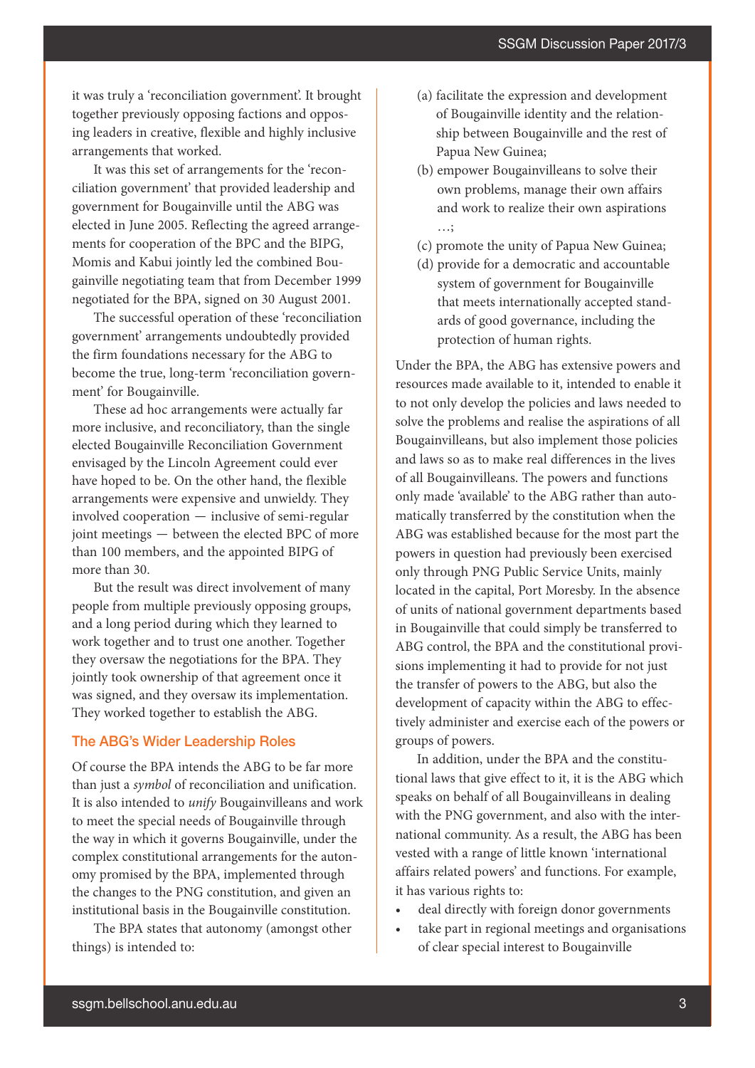it was truly a 'reconciliation government'. It brought together previously opposing factions and opposing leaders in creative, flexible and highly inclusive arrangements that worked.

It was this set of arrangements for the 'reconciliation government' that provided leadership and government for Bougainville until the ABG was elected in June 2005. Reflecting the agreed arrangements for cooperation of the BPC and the BIPG, Momis and Kabui jointly led the combined Bougainville negotiating team that from December 1999 negotiated for the BPA, signed on 30 August 2001.

The successful operation of these 'reconciliation government' arrangements undoubtedly provided the firm foundations necessary for the ABG to become the true, long-term 'reconciliation government' for Bougainville.

These ad hoc arrangements were actually far more inclusive, and reconciliatory, than the single elected Bougainville Reconciliation Government envisaged by the Lincoln Agreement could ever have hoped to be. On the other hand, the flexible arrangements were expensive and unwieldy. They involved cooperation — inclusive of semi-regular joint meetings — between the elected BPC of more than 100 members, and the appointed BIPG of more than 30.

But the result was direct involvement of many people from multiple previously opposing groups, and a long period during which they learned to work together and to trust one another. Together they oversaw the negotiations for the BPA. They jointly took ownership of that agreement once it was signed, and they oversaw its implementation. They worked together to establish the ABG.

## The ABG's Wider Leadership Roles

Of course the BPA intends the ABG to be far more than just a *symbol* of reconciliation and unification. It is also intended to *unify* Bougainvilleans and work to meet the special needs of Bougainville through the way in which it governs Bougainville, under the complex constitutional arrangements for the autonomy promised by the BPA, implemented through the changes to the PNG constitution, and given an institutional basis in the Bougainville constitution.

The BPA states that autonomy (amongst other things) is intended to:

(a) facilitate the expression and development of Bougainville identity and the relationship between Bougainville and the rest of Papua New Guinea;

(b) empower Bougainvilleans to solve their own problems, manage their own affairs and work to realize their own aspirations …;

(c) promote the unity of Papua New Guinea;

(d) provide for a democratic and accountable system of government for Bougainville that meets internationally accepted standards of good governance, including the protection of human rights.

Under the BPA, the ABG has extensive powers and resources made available to it, intended to enable it to not only develop the policies and laws needed to solve the problems and realise the aspirations of all Bougainvilleans, but also implement those policies and laws so as to make real differences in the lives of all Bougainvilleans. The powers and functions only made 'available' to the ABG rather than automatically transferred by the constitution when the ABG was established because for the most part the powers in question had previously been exercised only through PNG Public Service Units, mainly located in the capital, Port Moresby. In the absence of units of national government departments based in Bougainville that could simply be transferred to ABG control, the BPA and the constitutional provisions implementing it had to provide for not just the transfer of powers to the ABG, but also the development of capacity within the ABG to effectively administer and exercise each of the powers or groups of powers.

In addition, under the BPA and the constitutional laws that give effect to it, it is the ABG which speaks on behalf of all Bougainvilleans in dealing with the PNG government, and also with the international community. As a result, the ABG has been vested with a range of little known 'international affairs related powers' and functions. For example, it has various rights to:

- deal directly with foreign donor governments
- take part in regional meetings and organisations of clear special interest to Bougainville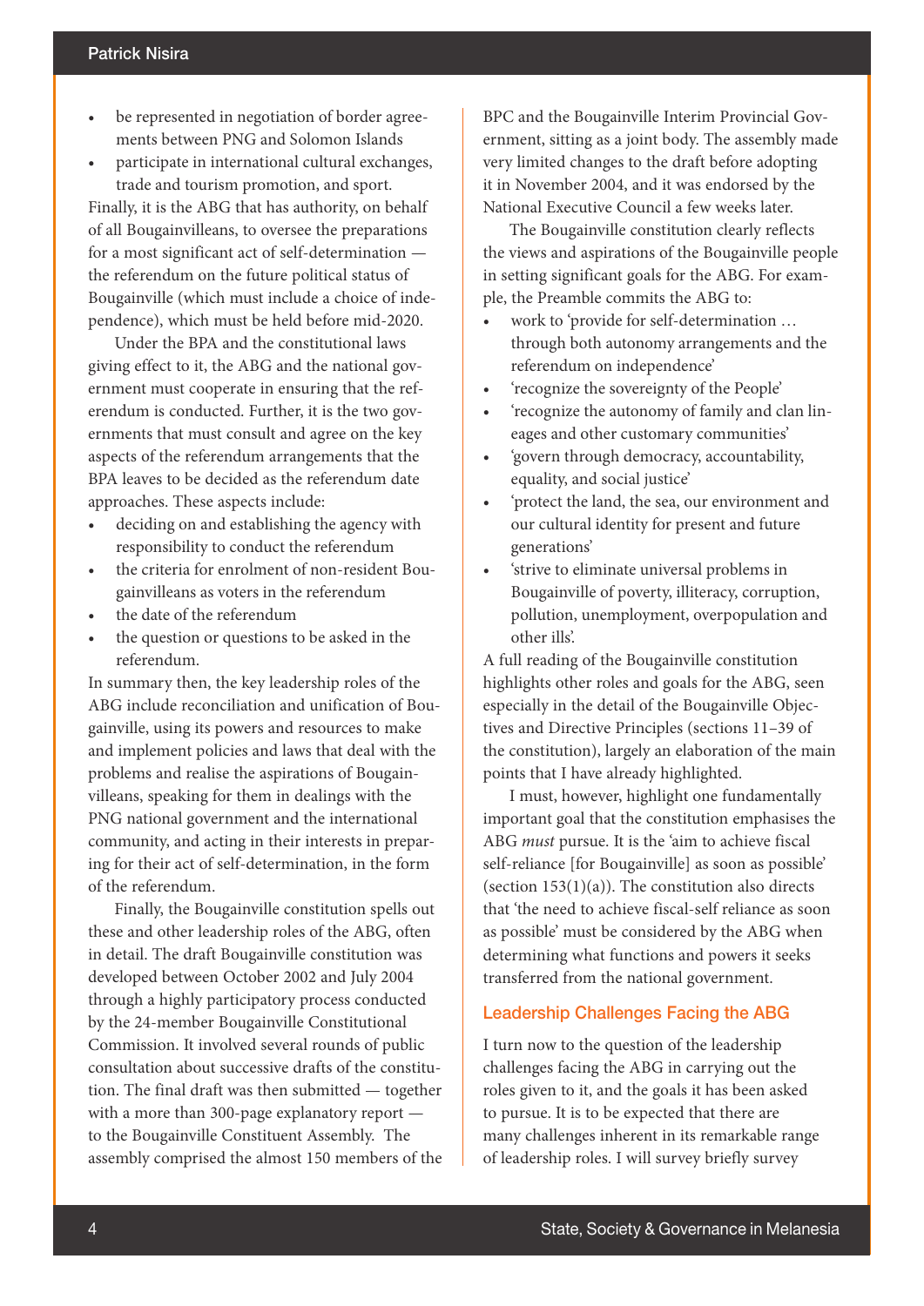- be represented in negotiation of border agreements between PNG and Solomon Islands
- participate in international cultural exchanges, trade and tourism promotion, and sport.

Finally, it is the ABG that has authority, on behalf of all Bougainvilleans, to oversee the preparations for a most significant act of self-determination — the referendum on the future political status of Bougainville (which must include a choice of independence), which must be held before mid-2020.

Under the BPA and the constitutional laws giving effect to it, the ABG and the national government must cooperate in ensuring that the referendum is conducted. Further, it is the two governments that must consult and agree on the key aspects of the referendum arrangements that the BPA leaves to be decided as the referendum date approaches. These aspects include:

- deciding on and establishing the agency with responsibility to conduct the referendum
- the criteria for enrolment of non-resident Bougainvilleans as voters in the referendum
- the date of the referendum
- the question or questions to be asked in the referendum.

In summary then, the key leadership roles of the ABG include reconciliation and unification of Bougainville, using its powers and resources to make and implement policies and laws that deal with the problems and realise the aspirations of Bougainvilleans, speaking for them in dealings with the PNG national government and the international community, and acting in their interests in preparing for their act of self-determination, in the form of the referendum.

Finally, the Bougainville constitution spells out these and other leadership roles of the ABG, often in detail. The draft Bougainville constitution was developed between October 2002 and July 2004 through a highly participatory process conducted by the 24-member Bougainville Constitutional Commission. It involved several rounds of public consultation about successive drafts of the constitution. The final draft was then submitted — together with a more than 300-page explanatory report — to the Bougainville Constituent Assembly. The assembly comprised the almost 150 members of the BPC and the Bougainville Interim Provincial Government, sitting as a joint body. The assembly made very limited changes to the draft before adopting it in November 2004, and it was endorsed by the National Executive Council a few weeks later.

The Bougainville constitution clearly reflects the views and aspirations of the Bougainville people in setting significant goals for the ABG. For example, the Preamble commits the ABG to:

- work to 'provide for self-determination … through both autonomy arrangements and the referendum on independence'
- 'recognize the sovereignty of the People'
- 'recognize the autonomy of family and clan lineages and other customary communities'
- 'govern through democracy, accountability, equality, and social justice'
- 'protect the land, the sea, our environment and our cultural identity for present and future generations'
- 'strive to eliminate universal problems in Bougainville of poverty, illiteracy, corruption, pollution, unemployment, overpopulation and other ills'.

A full reading of the Bougainville constitution highlights other roles and goals for the ABG, seen especially in the detail of the Bougainville Objectives and Directive Principles (sections 11–39 of the constitution), largely an elaboration of the main points that I have already highlighted.

I must, however, highlight one fundamentally important goal that the constitution emphasises the ABG *must* pursue. It is the 'aim to achieve fiscal self-reliance [for Bougainville] as soon as possible' (section 153(1)(a)). The constitution also directs that 'the need to achieve fiscal-self reliance as soon as possible' must be considered by the ABG when determining what functions and powers it seeks transferred from the national government.

## Leadership Challenges Facing the ABG

I turn now to the question of the leadership challenges facing the ABG in carrying out the roles given to it, and the goals it has been asked to pursue. It is to be expected that there are many challenges inherent in its remarkable range of leadership roles. I will survey briefly survey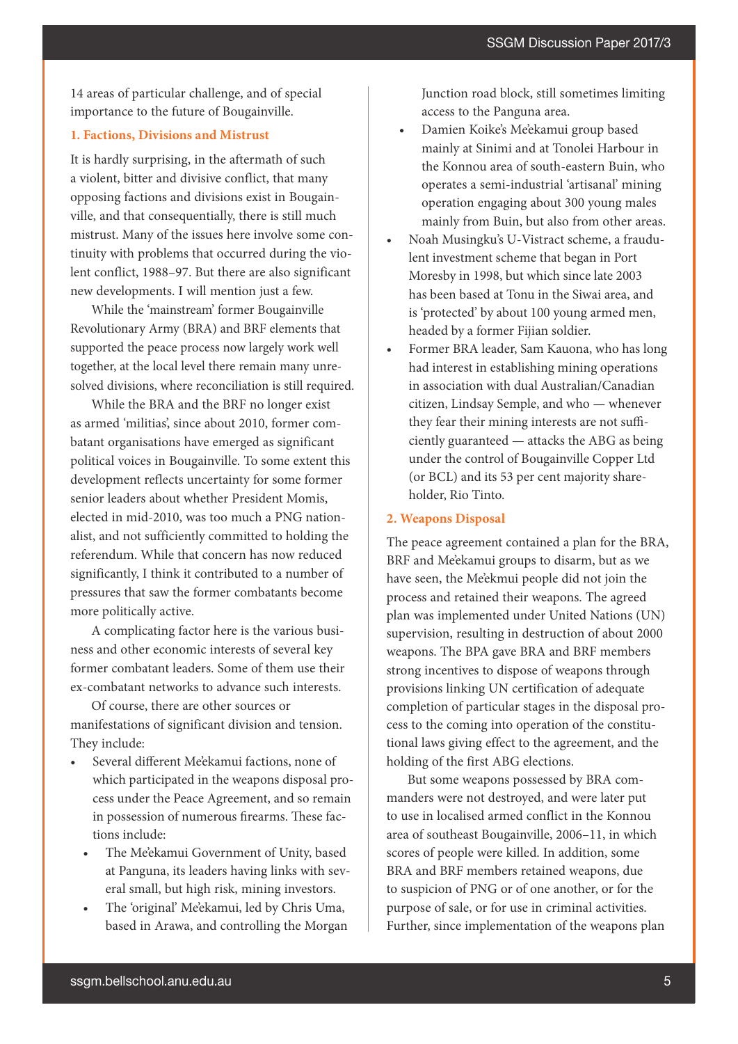14 areas of particular challenge, and of special importance to the future of Bougainville.

### 1. Factions, Divisions and Mistrust

It is hardly surprising, in the aftermath of such a violent, bitter and divisive conflict, that many opposing factions and divisions exist in Bougainville, and that consequentially, there is still much mistrust. Many of the issues here involve some continuity with problems that occurred during the violent conflict, 1988–97. But there are also significant new developments. I will mention just a few.

While the 'mainstream' former Bougainville Revolutionary Army (BRA) and BRF elements that supported the peace process now largely work well together, at the local level there remain many unresolved divisions, where reconciliation is still required.

While the BRA and the BRF no longer exist as armed 'militias', since about 2010, former combatant organisations have emerged as significant political voices in Bougainville. To some extent this development reflects uncertainty for some former senior leaders about whether President Momis, elected in mid-2010, was too much a PNG nationalist, and not sufficiently committed to holding the referendum. While that concern has now reduced significantly, I think it contributed to a number of pressures that saw the former combatants become more politically active.

A complicating factor here is the various business and other economic interests of several key former combatant leaders. Some of them use their ex-combatant networks to advance such interests.

Of course, there are other sources or manifestations of significant division and tension. They include:

- Several different Me'ekamui factions, none of which participated in the weapons disposal process under the Peace Agreement, and so remain in possession of numerous firearms. These factions include:
  - The Me'ekamui Government of Unity, based at Panguna, its leaders having links with several small, but high risk, mining investors.
  - The 'original' Me'ekamui, led by Chris Uma, based in Arawa, and controlling the Morgan Junction road block, still sometimes limiting access to the Panguna area.
  - Damien Koike's Me'ekamui group based mainly at Sinimi and at Tonolei Harbour in the Konnou area of south-eastern Buin, who operates a semi-industrial 'artisanal' mining operation engaging about 300 young males mainly from Buin, but also from other areas.
- Noah Musingku's U-Vistract scheme, a fraudulent investment scheme that began in Port Moresby in 1998, but which since late 2003 has been based at Tonu in the Siwai area, and is 'protected' by about 100 young armed men, headed by a former Fijian soldier.
- Former BRA leader, Sam Kauona, who has long had interest in establishing mining operations in association with dual Australian/Canadian citizen, Lindsay Semple, and who — whenever they fear their mining interests are not sufficiently guaranteed — attacks the ABG as being under the control of Bougainville Copper Ltd (or BCL) and its 53 per cent majority shareholder, Rio Tinto.

### 2. Weapons Disposal

The peace agreement contained a plan for the BRA, BRF and Me'ekamui groups to disarm, but as we have seen, the Me'ekmui people did not join the process and retained their weapons. The agreed plan was implemented under United Nations (UN) supervision, resulting in destruction of about 2000 weapons. The BPA gave BRA and BRF members strong incentives to dispose of weapons through provisions linking UN certification of adequate completion of particular stages in the disposal process to the coming into operation of the constitutional laws giving effect to the agreement, and the holding of the first ABG elections.

But some weapons possessed by BRA commanders were not destroyed, and were later put to use in localised armed conflict in the Konnou area of southeast Bougainville, 2006–11, in which scores of people were killed. In addition, some BRA and BRF members retained weapons, due to suspicion of PNG or of one another, or for the purpose of sale, or for use in criminal activities. Further, since implementation of the weapons plan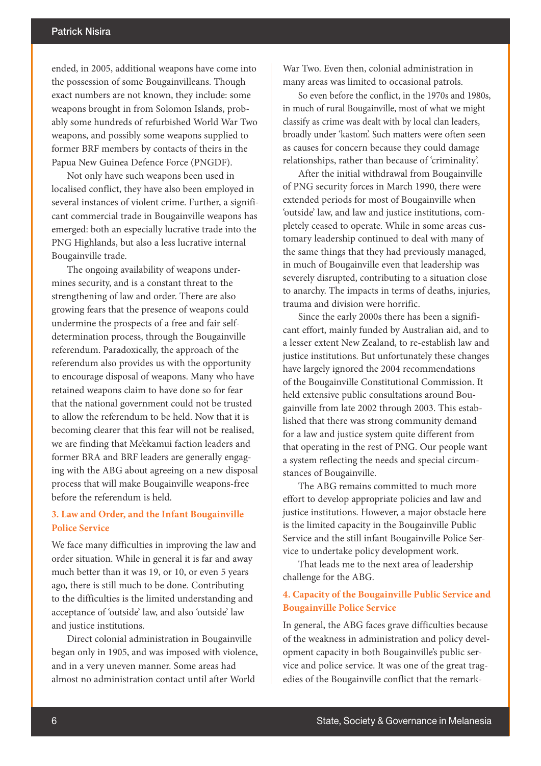ended, in 2005, additional weapons have come into the possession of some Bougainvilleans. Though exact numbers are not known, they include: some weapons brought in from Solomon Islands, probably some hundreds of refurbished World War Two weapons, and possibly some weapons supplied to former BRF members by contacts of theirs in the Papua New Guinea Defence Force (PNGDF).

Not only have such weapons been used in localised conflict, they have also been employed in several instances of violent crime. Further, a significant commercial trade in Bougainville weapons has emerged: both an especially lucrative trade into the PNG Highlands, but also a less lucrative internal Bougainville trade.

The ongoing availability of weapons undermines security, and is a constant threat to the strengthening of law and order. There are also growing fears that the presence of weapons could undermine the prospects of a free and fair self-determination process, through the Bougainville referendum. Paradoxically, the approach of the referendum also provides us with the opportunity to encourage disposal of weapons. Many who have retained weapons claim to have done so for fear that the national government could not be trusted to allow the referendum to be held. Now that it is becoming clearer that this fear will not be realised, we are finding that Me'ekamui faction leaders and former BRA and BRF leaders are generally engaging with the ABG about agreeing on a new disposal process that will make Bougainville weapons-free before the referendum is held.

### 3. Law and Order, and the Infant Bougainville Police Service

We face many difficulties in improving the law and order situation. While in general it is far and away much better than it was 19, or 10, or even 5 years ago, there is still much to be done. Contributing to the difficulties is the limited understanding and acceptance of 'outside' law, and also 'outside' law and justice institutions.

Direct colonial administration in Bougainville began only in 1905, and was imposed with violence, and in a very uneven manner. Some areas had almost no administration contact until after World War Two. Even then, colonial administration in many areas was limited to occasional patrols.

So even before the conflict, in the 1970s and 1980s, in much of rural Bougainville, most of what we might classify as crime was dealt with by local clan leaders, broadly under 'kastom'. Such matters were often seen as causes for concern because they could damage relationships, rather than because of 'criminality'.

After the initial withdrawal from Bougainville of PNG security forces in March 1990, there were extended periods for most of Bougainville when 'outside' law, and law and justice institutions, completely ceased to operate. While in some areas customary leadership continued to deal with many of the same things that they had previously managed, in much of Bougainville even that leadership was severely disrupted, contributing to a situation close to anarchy. The impacts in terms of deaths, injuries, trauma and division were horrific.

Since the early 2000s there has been a significant effort, mainly funded by Australian aid, and to a lesser extent New Zealand, to re-establish law and justice institutions. But unfortunately these changes have largely ignored the 2004 recommendations of the Bougainville Constitutional Commission. It held extensive public consultations around Bougainville from late 2002 through 2003. This established that there was strong community demand for a law and justice system quite different from that operating in the rest of PNG. Our people want a system reflecting the needs and special circumstances of Bougainville.

The ABG remains committed to much more effort to develop appropriate policies and law and justice institutions. However, a major obstacle here is the limited capacity in the Bougainville Public Service and the still infant Bougainville Police Service to undertake policy development work.

That leads me to the next area of leadership challenge for the ABG.

### 4. Capacity of the Bougainville Public Service and Bougainville Police Service

In general, the ABG faces grave difficulties because of the weakness in administration and policy development capacity in both Bougainville's public service and police service. It was one of the great tragedies of the Bougainville conflict that the remark-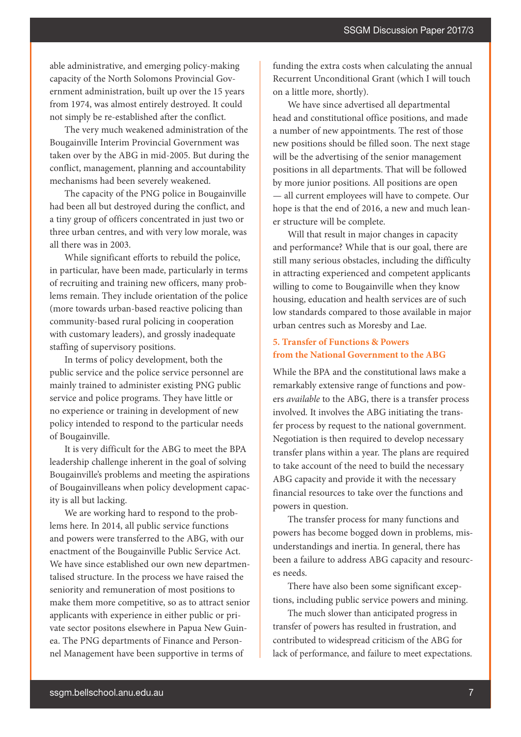able administrative, and emerging policy-making capacity of the North Solomons Provincial Government administration, built up over the 15 years from 1974, was almost entirely destroyed. It could not simply be re-established after the conflict.

The very much weakened administration of the Bougainville Interim Provincial Government was taken over by the ABG in mid-2005. But during the conflict, management, planning and accountability mechanisms had been severely weakened.

The capacity of the PNG police in Bougainville had been all but destroyed during the conflict, and a tiny group of officers concentrated in just two or three urban centres, and with very low morale, was all there was in 2003.

While significant efforts to rebuild the police, in particular, have been made, particularly in terms of recruiting and training new officers, many problems remain. They include orientation of the police (more towards urban-based reactive policing than community-based rural policing in cooperation with customary leaders), and grossly inadequate staffing of supervisory positions.

In terms of policy development, both the public service and the police service personnel are mainly trained to administer existing PNG public service and police programs. They have little or no experience or training in development of new policy intended to respond to the particular needs of Bougainville.

It is very difficult for the ABG to meet the BPA leadership challenge inherent in the goal of solving Bougainville's problems and meeting the aspirations of Bougainvilleans when policy development capacity is all but lacking.

We are working hard to respond to the problems here. In 2014, all public service functions and powers were transferred to the ABG, with our enactment of the Bougainville Public Service Act. We have since established our own new departmentalised structure. In the process we have raised the seniority and remuneration of most positions to make them more competitive, so as to attract senior applicants with experience in either public or private sector positons elsewhere in Papua New Guinea. The PNG departments of Finance and Personnel Management have been supportive in terms of funding the extra costs when calculating the annual Recurrent Unconditional Grant (which I will touch on a little more, shortly).

We have since advertised all departmental head and constitutional office positions, and made a number of new appointments. The rest of those new positions should be filled soon. The next stage will be the advertising of the senior management positions in all departments. That will be followed by more junior positions. All positions are open — all current employees will have to compete. Our hope is that the end of 2016, a new and much leaner structure will be complete.

Will that result in major changes in capacity and performance? While that is our goal, there are still many serious obstacles, including the difficulty in attracting experienced and competent applicants willing to come to Bougainville when they know housing, education and health services are of such low standards compared to those available in major urban centres such as Moresby and Lae.

### 5. Transfer of Functions & Powers from the National Government to the ABG

While the BPA and the constitutional laws make a remarkably extensive range of functions and powers *available* to the ABG, there is a transfer process involved. It involves the ABG initiating the transfer process by request to the national government. Negotiation is then required to develop necessary transfer plans within a year. The plans are required to take account of the need to build the necessary ABG capacity and provide it with the necessary financial resources to take over the functions and powers in question.

The transfer process for many functions and powers has become bogged down in problems, misunderstandings and inertia. In general, there has been a failure to address ABG capacity and resources needs.

There have also been some significant exceptions, including public service powers and mining.

The much slower than anticipated progress in transfer of powers has resulted in frustration, and contributed to widespread criticism of the ABG for lack of performance, and failure to meet expectations.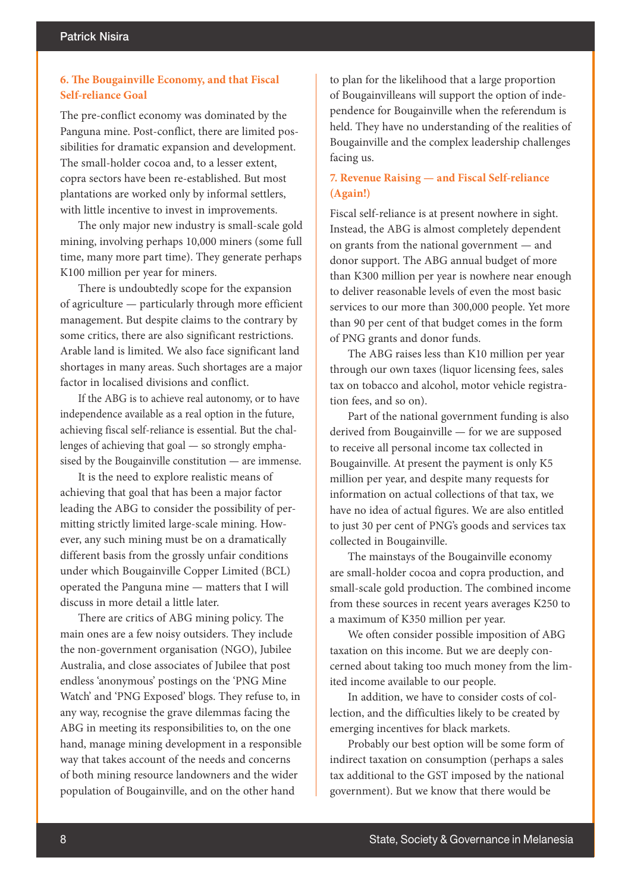## 6. The Bougainville Economy, and that Fiscal Self-reliance Goal

The pre-conflict economy was dominated by the Panguna mine. Post-conflict, there are limited possibilities for dramatic expansion and development. The small-holder cocoa and, to a lesser extent, copra sectors have been re-established. But most plantations are worked only by informal settlers, with little incentive to invest in improvements.

The only major new industry is small-scale gold mining, involving perhaps 10,000 miners (some full time, many more part time). They generate perhaps K100 million per year for miners.

There is undoubtedly scope for the expansion of agriculture — particularly through more efficient management. But despite claims to the contrary by some critics, there are also significant restrictions. Arable land is limited. We also face significant land shortages in many areas. Such shortages are a major factor in localised divisions and conflict.

If the ABG is to achieve real autonomy, or to have independence available as a real option in the future, achieving fiscal self-reliance is essential. But the challenges of achieving that goal — so strongly emphasised by the Bougainville constitution — are immense.

It is the need to explore realistic means of achieving that goal that has been a major factor leading the ABG to consider the possibility of permitting strictly limited large-scale mining. However, any such mining must be on a dramatically different basis from the grossly unfair conditions under which Bougainville Copper Limited (BCL) operated the Panguna mine — matters that I will discuss in more detail a little later.

There are critics of ABG mining policy. The main ones are a few noisy outsiders. They include the non-government organisation (NGO), Jubilee Australia, and close associates of Jubilee that post endless 'anonymous' postings on the 'PNG Mine Watch' and 'PNG Exposed' blogs. They refuse to, in any way, recognise the grave dilemmas facing the ABG in meeting its responsibilities to, on the one hand, manage mining development in a responsible way that takes account of the needs and concerns of both mining resource landowners and the wider population of Bougainville, and on the other hand to plan for the likelihood that a large proportion of Bougainvilleans will support the option of independence for Bougainville when the referendum is held. They have no understanding of the realities of Bougainville and the complex leadership challenges facing us.

## 7. Revenue Raising — and Fiscal Self-reliance (Again!)

Fiscal self-reliance is at present nowhere in sight. Instead, the ABG is almost completely dependent on grants from the national government — and donor support. The ABG annual budget of more than K300 million per year is nowhere near enough to deliver reasonable levels of even the most basic services to our more than 300,000 people. Yet more than 90 per cent of that budget comes in the form of PNG grants and donor funds.

The ABG raises less than K10 million per year through our own taxes (liquor licensing fees, sales tax on tobacco and alcohol, motor vehicle registration fees, and so on).

Part of the national government funding is also derived from Bougainville — for we are supposed to receive all personal income tax collected in Bougainville. At present the payment is only K5 million per year, and despite many requests for information on actual collections of that tax, we have no idea of actual figures. We are also entitled to just 30 per cent of PNG's goods and services tax collected in Bougainville.

The mainstays of the Bougainville economy are small-holder cocoa and copra production, and small-scale gold production. The combined income from these sources in recent years averages K250 to a maximum of K350 million per year.

We often consider possible imposition of ABG taxation on this income. But we are deeply concerned about taking too much money from the limited income available to our people.

In addition, we have to consider costs of collection, and the difficulties likely to be created by emerging incentives for black markets.

Probably our best option will be some form of indirect taxation on consumption (perhaps a sales tax additional to the GST imposed by the national government). But we know that there would be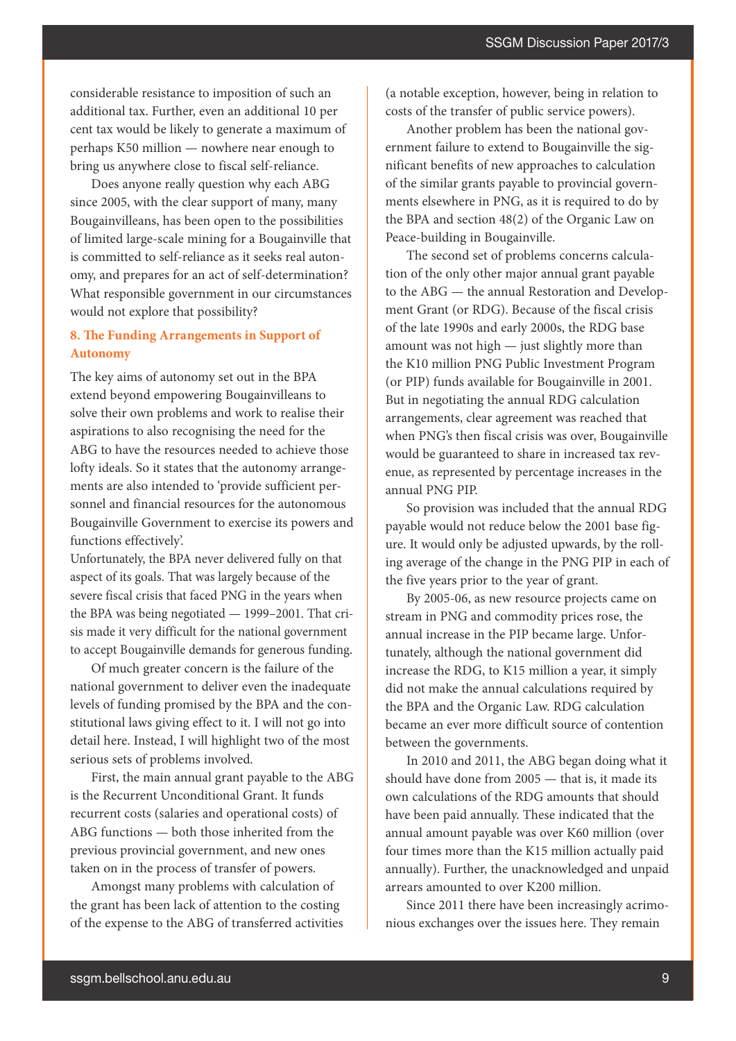considerable resistance to imposition of such an additional tax. Further, even an additional 10 per cent tax would be likely to generate a maximum of perhaps K50 million — nowhere near enough to bring us anywhere close to fiscal self-reliance.

Does anyone really question why each ABG since 2005, with the clear support of many, many Bougainvilleans, has been open to the possibilities of limited large-scale mining for a Bougainville that is committed to self-reliance as it seeks real autonomy, and prepares for an act of self-determination? What responsible government in our circumstances would not explore that possibility?

## 8. The Funding Arrangements in Support of Autonomy

The key aims of autonomy set out in the BPA extend beyond empowering Bougainvilleans to solve their own problems and work to realise their aspirations to also recognising the need for the ABG to have the resources needed to achieve those lofty ideals. So it states that the autonomy arrangements are also intended to 'provide sufficient personnel and financial resources for the autonomous Bougainville Government to exercise its powers and functions effectively'.

Unfortunately, the BPA never delivered fully on that aspect of its goals. That was largely because of the severe fiscal crisis that faced PNG in the years when the BPA was being negotiated — 1999–2001. That crisis made it very difficult for the national government to accept Bougainville demands for generous funding.

Of much greater concern is the failure of the national government to deliver even the inadequate levels of funding promised by the BPA and the constitutional laws giving effect to it. I will not go into detail here. Instead, I will highlight two of the most serious sets of problems involved.

First, the main annual grant payable to the ABG is the Recurrent Unconditional Grant. It funds recurrent costs (salaries and operational costs) of ABG functions — both those inherited from the previous provincial government, and new ones taken on in the process of transfer of powers.

Amongst many problems with calculation of the grant has been lack of attention to the costing of the expense to the ABG of transferred activities (a notable exception, however, being in relation to costs of the transfer of public service powers).

Another problem has been the national government failure to extend to Bougainville the significant benefits of new approaches to calculation of the similar grants payable to provincial governments elsewhere in PNG, as it is required to do by the BPA and section 48(2) of the Organic Law on Peace-building in Bougainville.

The second set of problems concerns calculation of the only other major annual grant payable to the ABG — the annual Restoration and Development Grant (or RDG). Because of the fiscal crisis of the late 1990s and early 2000s, the RDG base amount was not high — just slightly more than the K10 million PNG Public Investment Program (or PIP) funds available for Bougainville in 2001. But in negotiating the annual RDG calculation arrangements, clear agreement was reached that when PNG's then fiscal crisis was over, Bougainville would be guaranteed to share in increased tax revenue, as represented by percentage increases in the annual PNG PIP.

So provision was included that the annual RDG payable would not reduce below the 2001 base figure. It would only be adjusted upwards, by the rolling average of the change in the PNG PIP in each of the five years prior to the year of grant.

By 2005-06, as new resource projects came on stream in PNG and commodity prices rose, the annual increase in the PIP became large. Unfortunately, although the national government did increase the RDG, to K15 million a year, it simply did not make the annual calculations required by the BPA and the Organic Law. RDG calculation became an ever more difficult source of contention between the governments.

In 2010 and 2011, the ABG began doing what it should have done from 2005 — that is, it made its own calculations of the RDG amounts that should have been paid annually. These indicated that the annual amount payable was over K60 million (over four times more than the K15 million actually paid annually). Further, the unacknowledged and unpaid arrears amounted to over K200 million.

Since 2011 there have been increasingly acrimonious exchanges over the issues here. They remain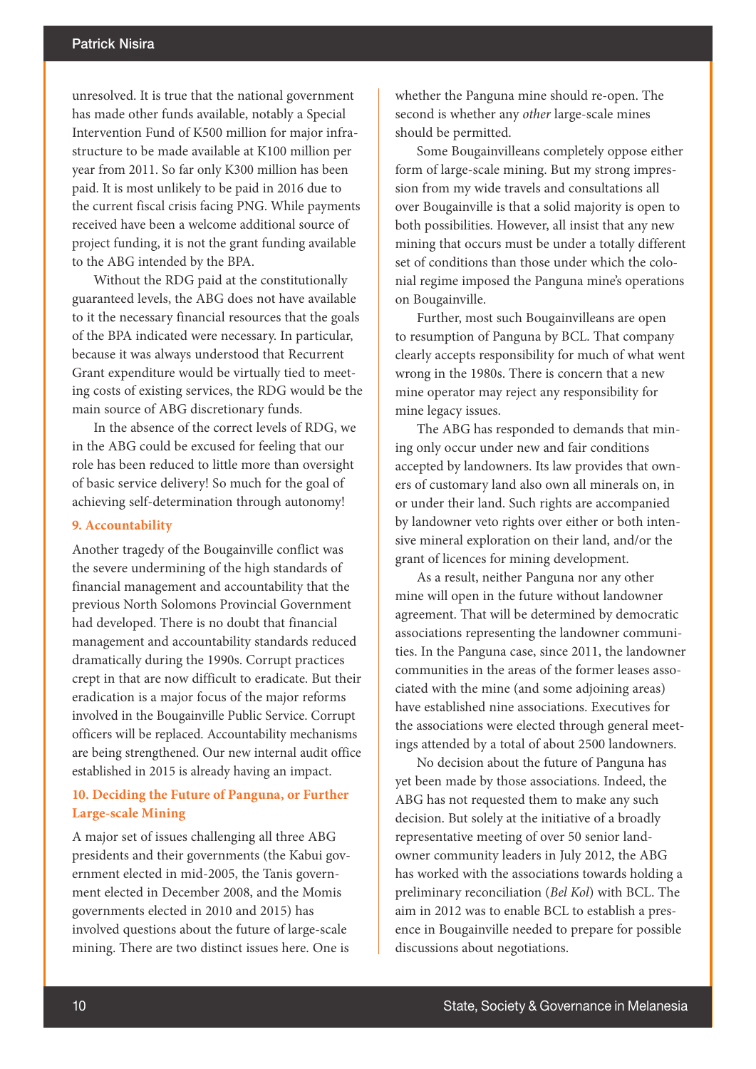unresolved. It is true that the national government has made other funds available, notably a Special Intervention Fund of K500 million for major infrastructure to be made available at K100 million per year from 2011. So far only K300 million has been paid. It is most unlikely to be paid in 2016 due to the current fiscal crisis facing PNG. While payments received have been a welcome additional source of project funding, it is not the grant funding available to the ABG intended by the BPA.

Without the RDG paid at the constitutionally guaranteed levels, the ABG does not have available to it the necessary financial resources that the goals of the BPA indicated were necessary. In particular, because it was always understood that Recurrent Grant expenditure would be virtually tied to meeting costs of existing services, the RDG would be the main source of ABG discretionary funds.

In the absence of the correct levels of RDG, we in the ABG could be excused for feeling that our role has been reduced to little more than oversight of basic service delivery! So much for the goal of achieving self-determination through autonomy!

### 9. Accountability

Another tragedy of the Bougainville conflict was the severe undermining of the high standards of financial management and accountability that the previous North Solomons Provincial Government had developed. There is no doubt that financial management and accountability standards reduced dramatically during the 1990s. Corrupt practices crept in that are now difficult to eradicate. But their eradication is a major focus of the major reforms involved in the Bougainville Public Service. Corrupt officers will be replaced. Accountability mechanisms are being strengthened. Our new internal audit office established in 2015 is already having an impact.

### 10. Deciding the Future of Panguna, or Further Large-scale Mining

A major set of issues challenging all three ABG presidents and their governments (the Kabui government elected in mid-2005, the Tanis government elected in December 2008, and the Momis governments elected in 2010 and 2015) has involved questions about the future of large-scale mining. There are two distinct issues here. One is whether the Panguna mine should re-open. The second is whether any *other* large-scale mines should be permitted.

Some Bougainvilleans completely oppose either form of large-scale mining. But my strong impression from my wide travels and consultations all over Bougainville is that a solid majority is open to both possibilities. However, all insist that any new mining that occurs must be under a totally different set of conditions than those under which the colonial regime imposed the Panguna mine's operations on Bougainville.

Further, most such Bougainvilleans are open to resumption of Panguna by BCL. That company clearly accepts responsibility for much of what went wrong in the 1980s. There is concern that a new mine operator may reject any responsibility for mine legacy issues.

The ABG has responded to demands that mining only occur under new and fair conditions accepted by landowners. Its law provides that owners of customary land also own all minerals on, in or under their land. Such rights are accompanied by landowner veto rights over either or both intensive mineral exploration on their land, and/or the grant of licences for mining development.

As a result, neither Panguna nor any other mine will open in the future without landowner agreement. That will be determined by democratic associations representing the landowner communities. In the Panguna case, since 2011, the landowner communities in the areas of the former leases associated with the mine (and some adjoining areas) have established nine associations. Executives for the associations were elected through general meetings attended by a total of about 2500 landowners.

No decision about the future of Panguna has yet been made by those associations. Indeed, the ABG has not requested them to make any such decision. But solely at the initiative of a broadly representative meeting of over 50 senior landowner community leaders in July 2012, the ABG has worked with the associations towards holding a preliminary reconciliation (*Bel Kol*) with BCL. The aim in 2012 was to enable BCL to establish a presence in Bougainville needed to prepare for possible discussions about negotiations.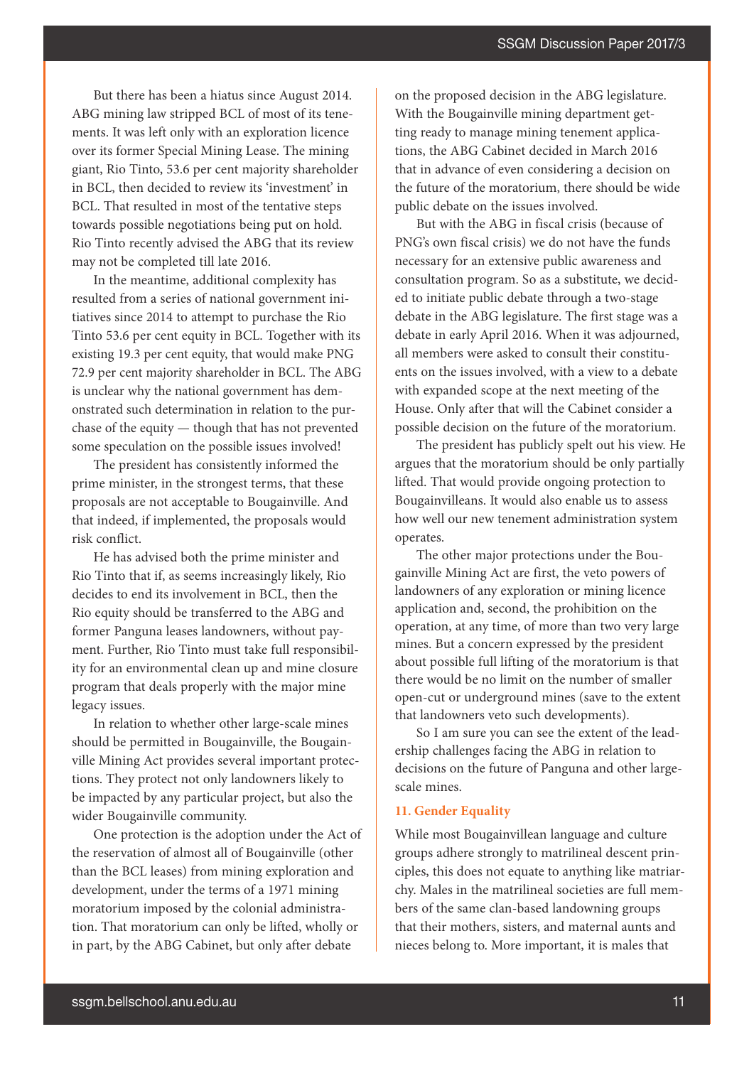But there has been a hiatus since August 2014. ABG mining law stripped BCL of most of its tenements. It was left only with an exploration licence over its former Special Mining Lease. The mining giant, Rio Tinto, 53.6 per cent majority shareholder in BCL, then decided to review its 'investment' in BCL. That resulted in most of the tentative steps towards possible negotiations being put on hold. Rio Tinto recently advised the ABG that its review may not be completed till late 2016.

In the meantime, additional complexity has resulted from a series of national government initiatives since 2014 to attempt to purchase the Rio Tinto 53.6 per cent equity in BCL. Together with its existing 19.3 per cent equity, that would make PNG 72.9 per cent majority shareholder in BCL. The ABG is unclear why the national government has demonstrated such determination in relation to the purchase of the equity — though that has not prevented some speculation on the possible issues involved!

The president has consistently informed the prime minister, in the strongest terms, that these proposals are not acceptable to Bougainville. And that indeed, if implemented, the proposals would risk conflict.

He has advised both the prime minister and Rio Tinto that if, as seems increasingly likely, Rio decides to end its involvement in BCL, then the Rio equity should be transferred to the ABG and former Panguna leases landowners, without payment. Further, Rio Tinto must take full responsibility for an environmental clean up and mine closure program that deals properly with the major mine legacy issues.

In relation to whether other large-scale mines should be permitted in Bougainville, the Bougainville Mining Act provides several important protections. They protect not only landowners likely to be impacted by any particular project, but also the wider Bougainville community.

One protection is the adoption under the Act of the reservation of almost all of Bougainville (other than the BCL leases) from mining exploration and development, under the terms of a 1971 mining moratorium imposed by the colonial administration. That moratorium can only be lifted, wholly or in part, by the ABG Cabinet, but only after debate on the proposed decision in the ABG legislature. With the Bougainville mining department getting ready to manage mining tenement applications, the ABG Cabinet decided in March 2016 that in advance of even considering a decision on the future of the moratorium, there should be wide public debate on the issues involved.

But with the ABG in fiscal crisis (because of PNG's own fiscal crisis) we do not have the funds necessary for an extensive public awareness and consultation program. So as a substitute, we decided to initiate public debate through a two-stage debate in the ABG legislature. The first stage was a debate in early April 2016. When it was adjourned, all members were asked to consult their constituents on the issues involved, with a view to a debate with expanded scope at the next meeting of the House. Only after that will the Cabinet consider a possible decision on the future of the moratorium.

The president has publicly spelt out his view. He argues that the moratorium should be only partially lifted. That would provide ongoing protection to Bougainvilleans. It would also enable us to assess how well our new tenement administration system operates.

The other major protections under the Bougainville Mining Act are first, the veto powers of landowners of any exploration or mining licence application and, second, the prohibition on the operation, at any time, of more than two very large mines. But a concern expressed by the president about possible full lifting of the moratorium is that there would be no limit on the number of smaller open-cut or underground mines (save to the extent that landowners veto such developments).

So I am sure you can see the extent of the leadership challenges facing the ABG in relation to decisions on the future of Panguna and other large-scale mines.

### 11. Gender Equality

While most Bougainvillean language and culture groups adhere strongly to matrilineal descent principles, this does not equate to anything like matriarchy. Males in the matrilineal societies are full members of the same clan-based landowning groups that their mothers, sisters, and maternal aunts and nieces belong to. More important, it is males that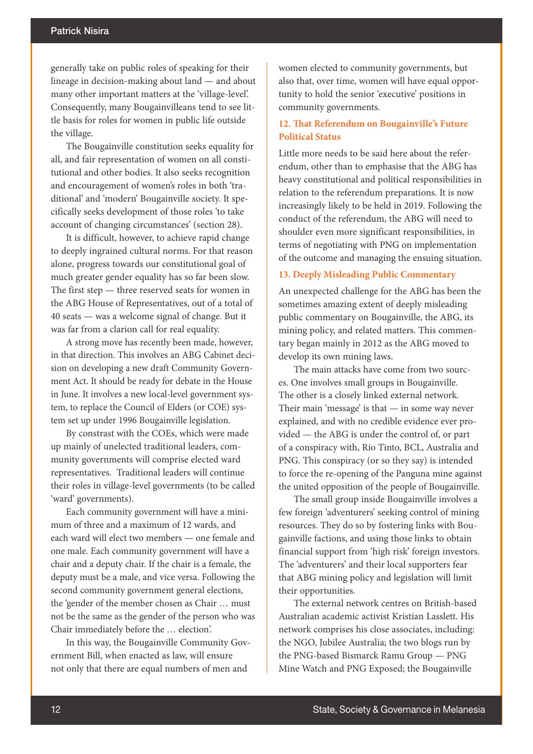generally take on public roles of speaking for their lineage in decision-making about land — and about many other important matters at the 'village-level'. Consequently, many Bougainvilleans tend to see little basis for roles for women in public life outside the village.

The Bougainville constitution seeks equality for all, and fair representation of women on all constitutional and other bodies. It also seeks recognition and encouragement of women's roles in both 'traditional' and 'modern' Bougainville society. It specifically seeks development of those roles 'to take account of changing circumstances' (section 28).

It is difficult, however, to achieve rapid change to deeply ingrained cultural norms. For that reason alone, progress towards our constitutional goal of much greater gender equality has so far been slow. The first step — three reserved seats for women in the ABG House of Representatives, out of a total of 40 seats — was a welcome signal of change. But it was far from a clarion call for real equality.

A strong move has recently been made, however, in that direction. This involves an ABG Cabinet decision on developing a new draft Community Government Act. It should be ready for debate in the House in June. It involves a new local-level government system, to replace the Council of Elders (or COE) system set up under 1996 Bougainville legislation.

By constrast with the COEs, which were made up mainly of unelected traditional leaders, community governments will comprise elected ward representatives. Traditional leaders will continue their roles in village-level governments (to be called 'ward' governments).

Each community government will have a minimum of three and a maximum of 12 wards, and each ward will elect two members — one female and one male. Each community government will have a chair and a deputy chair. If the chair is a female, the deputy must be a male, and vice versa. Following the second community government general elections, the 'gender of the member chosen as Chair … must not be the same as the gender of the person who was Chair immediately before the … election'.

In this way, the Bougainville Community Government Bill, when enacted as law, will ensure not only that there are equal numbers of men and women elected to community governments, but also that, over time, women will have equal opportunity to hold the senior 'executive' positions in community governments.

### 12. That Referendum on Bougainville's Future Political Status

Little more needs to be said here about the referendum, other than to emphasise that the ABG has heavy constitutional and political responsibilities in relation to the referendum preparations. It is now increasingly likely to be held in 2019. Following the conduct of the referendum, the ABG will need to shoulder even more significant responsibilities, in terms of negotiating with PNG on implementation of the outcome and managing the ensuing situation.

### 13. Deeply Misleading Public Commentary

An unexpected challenge for the ABG has been the sometimes amazing extent of deeply misleading public commentary on Bougainville, the ABG, its mining policy, and related matters. This commentary began mainly in 2012 as the ABG moved to develop its own mining laws.

The main attacks have come from two sources. One involves small groups in Bougainville. The other is a closely linked external network. Their main 'message' is that — in some way never explained, and with no credible evidence ever provided — the ABG is under the control of, or part of a conspiracy with, Rio Tinto, BCL, Australia and PNG. This conspiracy (or so they say) is intended to force the re-opening of the Panguna mine against the united opposition of the people of Bougainville.

The small group inside Bougainville involves a few foreign 'adventurers' seeking control of mining resources. They do so by fostering links with Bougainville factions, and using those links to obtain financial support from 'high risk' foreign investors. The 'adventurers' and their local supporters fear that ABG mining policy and legislation will limit their opportunities.

The external network centres on British-based Australian academic activist Kristian Lasslett. His network comprises his close associates, including: the NGO, Jubilee Australia; the two blogs run by the PNG-based Bismarck Ramu Group — PNG Mine Watch and PNG Exposed; the Bougainville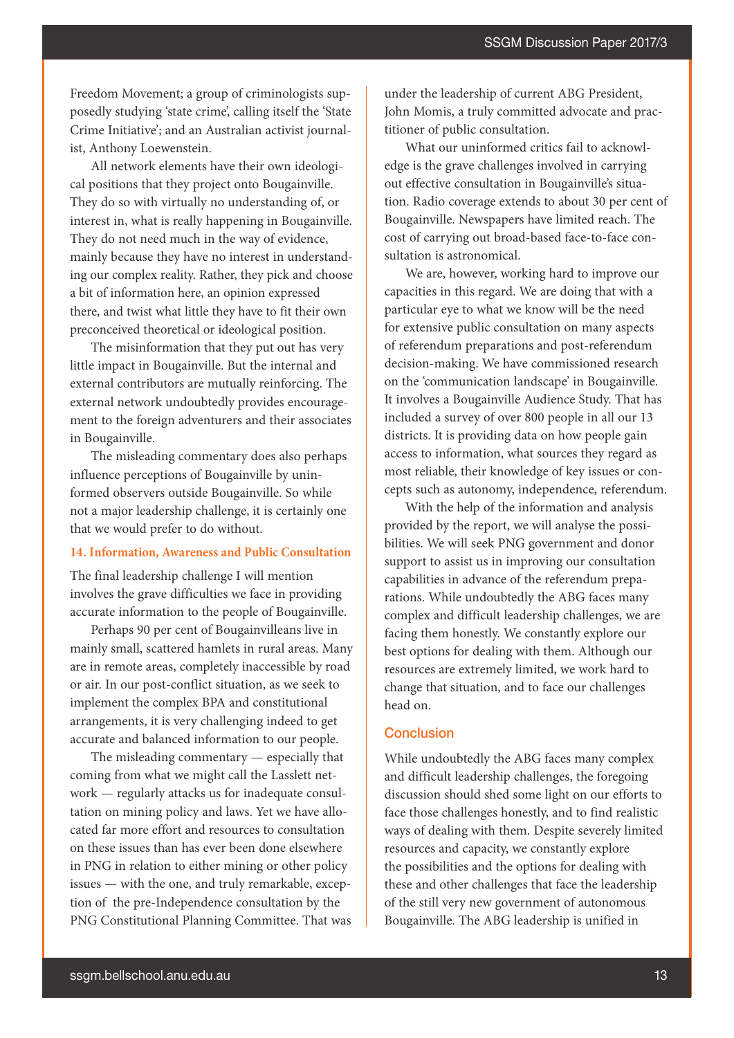Freedom Movement; a group of criminologists supposedly studying 'state crime', calling itself the 'State Crime Initiative'; and an Australian activist journalist, Anthony Loewenstein.

All network elements have their own ideological positions that they project onto Bougainville. They do so with virtually no understanding of, or interest in, what is really happening in Bougainville. They do not need much in the way of evidence, mainly because they have no interest in understanding our complex reality. Rather, they pick and choose a bit of information here, an opinion expressed there, and twist what little they have to fit their own preconceived theoretical or ideological position.

The misinformation that they put out has very little impact in Bougainville. But the internal and external contributors are mutually reinforcing. The external network undoubtedly provides encouragement to the foreign adventurers and their associates in Bougainville.

The misleading commentary does also perhaps influence perceptions of Bougainville by uninformed observers outside Bougainville. So while not a major leadership challenge, it is certainly one that we would prefer to do without.

### 14. Information, Awareness and Public Consultation

The final leadership challenge I will mention involves the grave difficulties we face in providing accurate information to the people of Bougainville.

Perhaps 90 per cent of Bougainvilleans live in mainly small, scattered hamlets in rural areas. Many are in remote areas, completely inaccessible by road or air. In our post-conflict situation, as we seek to implement the complex BPA and constitutional arrangements, it is very challenging indeed to get accurate and balanced information to our people.

The misleading commentary — especially that coming from what we might call the Lasslett network — regularly attacks us for inadequate consultation on mining policy and laws. Yet we have allocated far more effort and resources to consultation on these issues than has ever been done elsewhere in PNG in relation to either mining or other policy issues — with the one, and truly remarkable, exception of the pre-Independence consultation by the PNG Constitutional Planning Committee. That was under the leadership of current ABG President, John Momis, a truly committed advocate and practitioner of public consultation.

What our uninformed critics fail to acknowledge is the grave challenges involved in carrying out effective consultation in Bougainville's situation. Radio coverage extends to about 30 per cent of Bougainville. Newspapers have limited reach. The cost of carrying out broad-based face-to-face consultation is astronomical.

We are, however, working hard to improve our capacities in this regard. We are doing that with a particular eye to what we know will be the need for extensive public consultation on many aspects of referendum preparations and post-referendum decision-making. We have commissioned research on the 'communication landscape' in Bougainville. It involves a Bougainville Audience Study. That has included a survey of over 800 people in all our 13 districts. It is providing data on how people gain access to information, what sources they regard as most reliable, their knowledge of key issues or concepts such as autonomy, independence, referendum.

With the help of the information and analysis provided by the report, we will analyse the possibilities. We will seek PNG government and donor support to assist us in improving our consultation capabilities in advance of the referendum preparations. While undoubtedly the ABG faces many complex and difficult leadership challenges, we are facing them honestly. We constantly explore our best options for dealing with them. Although our resources are extremely limited, we work hard to change that situation, and to face our challenges head on.

## Conclusion

While undoubtedly the ABG faces many complex and difficult leadership challenges, the foregoing discussion should shed some light on our efforts to face those challenges honestly, and to find realistic ways of dealing with them. Despite severely limited resources and capacity, we constantly explore the possibilities and the options for dealing with these and other challenges that face the leadership of the still very new government of autonomous Bougainville. The ABG leadership is unified in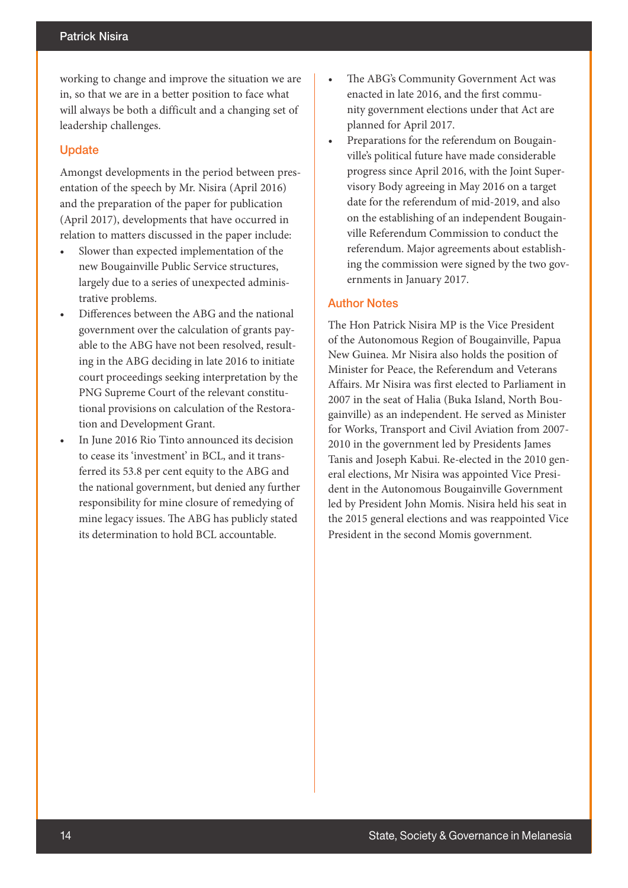working to change and improve the situation we are in, so that we are in a better position to face what will always be both a difficult and a changing set of leadership challenges.

## Update

Amongst developments in the period between presentation of the speech by Mr. Nisira (April 2016) and the preparation of the paper for publication (April 2017), developments that have occurred in relation to matters discussed in the paper include:

- Slower than expected implementation of the new Bougainville Public Service structures, largely due to a series of unexpected administrative problems.
- Differences between the ABG and the national government over the calculation of grants payable to the ABG have not been resolved, resulting in the ABG deciding in late 2016 to initiate court proceedings seeking interpretation by the PNG Supreme Court of the relevant constitutional provisions on calculation of the Restoration and Development Grant.
- In June 2016 Rio Tinto announced its decision to cease its 'investment' in BCL, and it transferred its 53.8 per cent equity to the ABG and the national government, but denied any further responsibility for mine closure of remedying of mine legacy issues. The ABG has publicly stated its determination to hold BCL accountable.
- The ABG's Community Government Act was enacted in late 2016, and the first community government elections under that Act are planned for April 2017.
- Preparations for the referendum on Bougainville's political future have made considerable progress since April 2016, with the Joint Supervisory Body agreeing in May 2016 on a target date for the referendum of mid-2019, and also on the establishing of an independent Bougainville Referendum Commission to conduct the referendum. Major agreements about establishing the commission were signed by the two governments in January 2017.

## Author Notes

The Hon Patrick Nisira MP is the Vice President of the Autonomous Region of Bougainville, Papua New Guinea. Mr Nisira also holds the position of Minister for Peace, the Referendum and Veterans Affairs. Mr Nisira was first elected to Parliament in 2007 in the seat of Halia (Buka Island, North Bougainville) as an independent. He served as Minister for Works, Transport and Civil Aviation from 2007-2010 in the government led by Presidents James Tanis and Joseph Kabui. Re-elected in the 2010 general elections, Mr Nisira was appointed Vice President in the Autonomous Bougainville Government led by President John Momis. Nisira held his seat in the 2015 general elections and was reappointed Vice President in the second Momis government.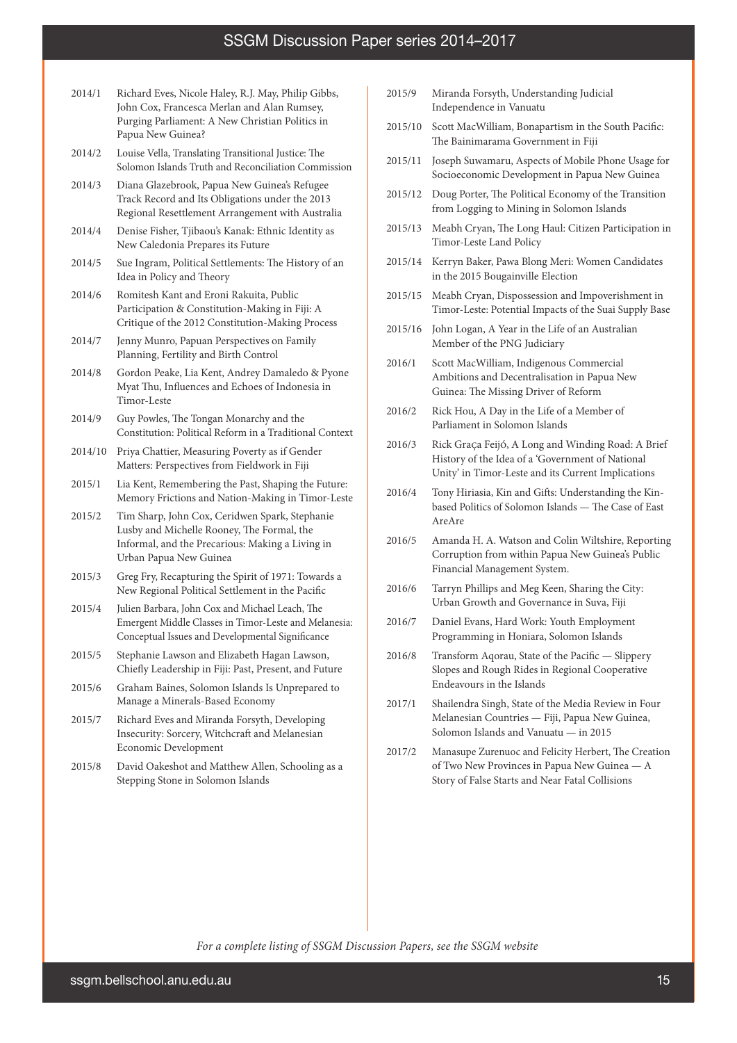# SSGM Discussion Paper series 2014–2017

- 2014/1 Richard Eves, Nicole Haley, R.J. May, Philip Gibbs, John Cox, Francesca Merlan and Alan Rumsey, Purging Parliament: A New Christian Politics in Papua New Guinea?
- 2014/2 Louise Vella, Translating Transitional Justice: The Solomon Islands Truth and Reconciliation Commission
- 2014/3 Diana Glazebrook, Papua New Guinea's Refugee Track Record and Its Obligations under the 2013 Regional Resettlement Arrangement with Australia
- 2014/4 Denise Fisher, Tjibaou's Kanak: Ethnic Identity as New Caledonia Prepares its Future
- 2014/5 Sue Ingram, Political Settlements: The History of an Idea in Policy and Theory
- 2014/6 Romitesh Kant and Eroni Rakuita, Public Participation & Constitution-Making in Fiji: A Critique of the 2012 Constitution-Making Process
- 2014/7 Jenny Munro, Papuan Perspectives on Family Planning, Fertility and Birth Control
- 2014/8 Gordon Peake, Lia Kent, Andrey Damaledo & Pyone Myat Thu, Influences and Echoes of Indonesia in Timor-Leste
- 2014/9 Guy Powles, The Tongan Monarchy and the Constitution: Political Reform in a Traditional Context
- 2014/10 Priya Chattier, Measuring Poverty as if Gender Matters: Perspectives from Fieldwork in Fiji
- 2015/1 Lia Kent, Remembering the Past, Shaping the Future: Memory Frictions and Nation-Making in Timor-Leste
- 2015/2 Tim Sharp, John Cox, Ceridwen Spark, Stephanie Lusby and Michelle Rooney, The Formal, the Informal, and the Precarious: Making a Living in Urban Papua New Guinea
- 2015/3 Greg Fry, Recapturing the Spirit of 1971: Towards a New Regional Political Settlement in the Pacific
- 2015/4 Julien Barbara, John Cox and Michael Leach, The Emergent Middle Classes in Timor-Leste and Melanesia: Conceptual Issues and Developmental Significance
- 2015/5 Stephanie Lawson and Elizabeth Hagan Lawson, Chiefly Leadership in Fiji: Past, Present, and Future
- 2015/6 Graham Baines, Solomon Islands Is Unprepared to Manage a Minerals-Based Economy
- 2015/7 Richard Eves and Miranda Forsyth, Developing Insecurity: Sorcery, Witchcraft and Melanesian Economic Development
- 2015/8 David Oakeshot and Matthew Allen, Schooling as a Stepping Stone in Solomon Islands
- 2015/9 Miranda Forsyth, Understanding Judicial Independence in Vanuatu
- 2015/10 Scott MacWilliam, Bonapartism in the South Pacific: The Bainimarama Government in Fiji
- 2015/11 Joseph Suwamaru, Aspects of Mobile Phone Usage for Socioeconomic Development in Papua New Guinea
- 2015/12 Doug Porter, The Political Economy of the Transition from Logging to Mining in Solomon Islands
- 2015/13 Meabh Cryan, The Long Haul: Citizen Participation in Timor-Leste Land Policy
- 2015/14 Kerryn Baker, Pawa Blong Meri: Women Candidates in the 2015 Bougainville Election
- 2015/15 Meabh Cryan, Dispossession and Impoverishment in Timor-Leste: Potential Impacts of the Suai Supply Base
- 2015/16 John Logan, A Year in the Life of an Australian Member of the PNG Judiciary
- 2016/1 Scott MacWilliam, Indigenous Commercial Ambitions and Decentralisation in Papua New Guinea: The Missing Driver of Reform
- 2016/2 Rick Hou, A Day in the Life of a Member of Parliament in Solomon Islands
- 2016/3 Rick Graça Feijó, A Long and Winding Road: A Brief History of the Idea of a 'Government of National Unity' in Timor-Leste and its Current Implications
- 2016/4 Tony Hiriasia, Kin and Gifts: Understanding the Kin-based Politics of Solomon Islands — The Case of East AreAre
- 2016/5 Amanda H. A. Watson and Colin Wiltshire, Reporting Corruption from within Papua New Guinea's Public Financial Management System.
- 2016/6 Tarryn Phillips and Meg Keen, Sharing the City: Urban Growth and Governance in Suva, Fiji
- 2016/7 Daniel Evans, Hard Work: Youth Employment Programming in Honiara, Solomon Islands
- 2016/8 Transform Aqorau, State of the Pacific — Slippery Slopes and Rough Rides in Regional Cooperative Endeavours in the Islands
- 2017/1 Shailendra Singh, State of the Media Review in Four Melanesian Countries — Fiji, Papua New Guinea, Solomon Islands and Vanuatu — in 2015
- 2017/2 Manasupe Zurenuoc and Felicity Herbert, The Creation of Two New Provinces in Papua New Guinea — A Story of False Starts and Near Fatal Collisions

*For a complete listing of SSGM Discussion Papers, see the SSGM website*

ssgm.bellschool.anu.edu.au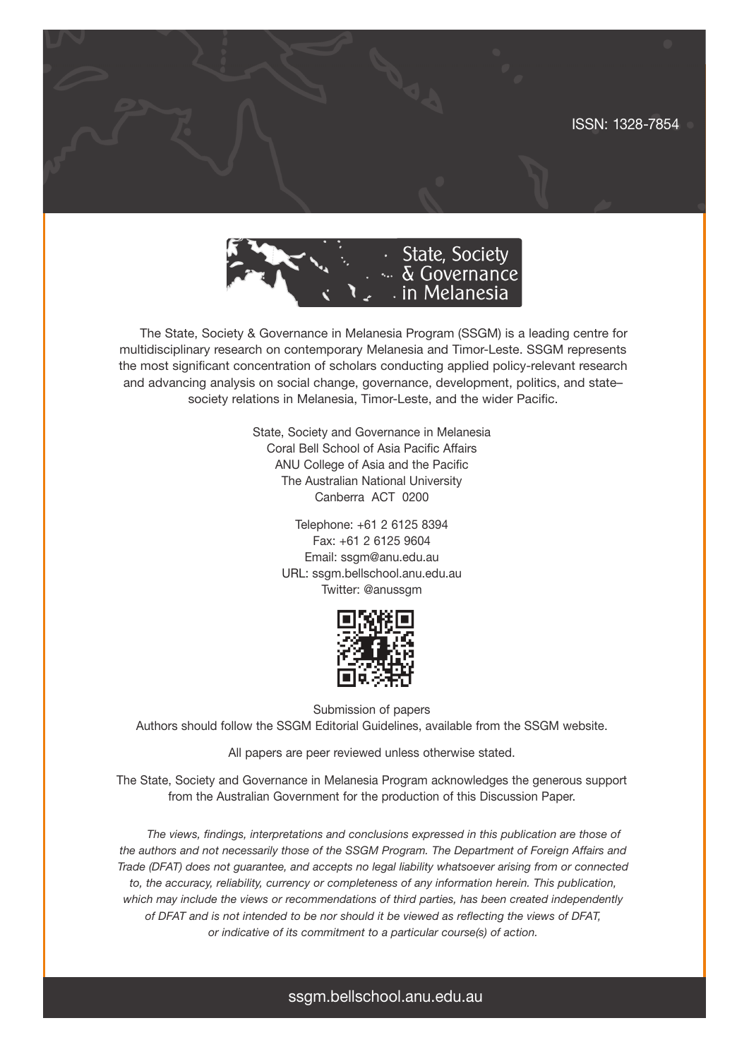ISSN: 1328-7854

State, Society & Governance in Melanesia

The State, Society & Governance in Melanesia Program (SSGM) is a leading centre for multidisciplinary research on contemporary Melanesia and Timor-Leste. SSGM represents the most significant concentration of scholars conducting applied policy-relevant research and advancing analysis on social change, governance, development, politics, and state–society relations in Melanesia, Timor-Leste, and the wider Pacific.

State, Society and Governance in Melanesia
Coral Bell School of Asia Pacific Affairs
ANU College of Asia and the Pacific
The Australian National University
Canberra ACT 0200

Telephone: +61 2 6125 8394
Fax: +61 2 6125 9604
Email: ssgm@anu.edu.au
URL: ssgm.bellschool.anu.edu.au
Twitter: @anussgm

Submission of papers
Authors should follow the SSGM Editorial Guidelines, available from the SSGM website.

All papers are peer reviewed unless otherwise stated.

The State, Society and Governance in Melanesia Program acknowledges the generous support from the Australian Government for the production of this Discussion Paper.

*The views, findings, interpretations and conclusions expressed in this publication are those of the authors and not necessarily those of the SSGM Program. The Department of Foreign Affairs and Trade (DFAT) does not guarantee, and accepts no legal liability whatsoever arising from or connected to, the accuracy, reliability, currency or completeness of any information herein. This publication, which may include the views or recommendations of third parties, has been created independently of DFAT and is not intended to be nor should it be viewed as reflecting the views of DFAT, or indicative of its commitment to a particular course(s) of action.*

ssgm.bellschool.anu.edu.au